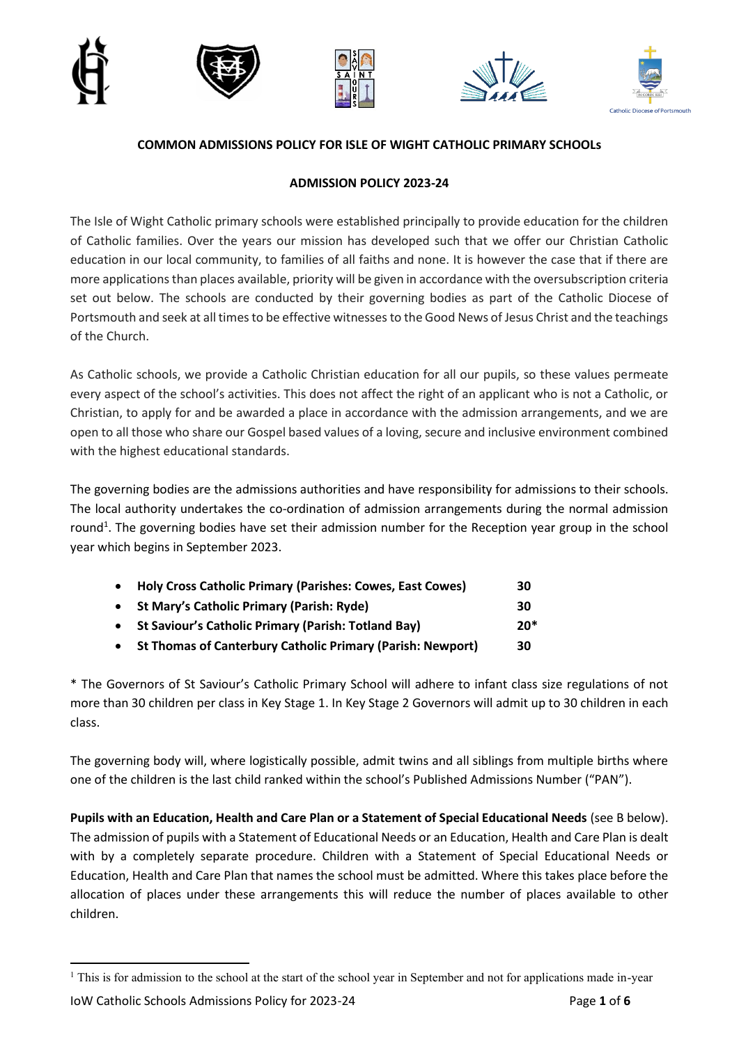**COMMON ADMISSIONS POLICY FOR ISLE OF WIGHT CATHOLIC PRIMARY SCHOOLs**

**ADMISSION POLICY 2023-24**

The Isle of Wight Catholic primary schools were established principally to provide education for the children of Catholic families. Over the years our mission has developed such that we offer our Christian Catholic education in our local community, to families of all faiths and none. It is however the case that if there are more applications than places available, priority will be given in accordance with the oversubscription criteria set out below. The schools are conducted by their governing bodies as part of the Catholic Diocese of Portsmouth and seek at all times to be effective witnesses to the Good News of Jesus Christ and the teachings of the Church.

As Catholic schools, we provide a Catholic Christian education for all our pupils, so these values permeate every aspect of the school's activities. This does not affect the right of an applicant who is not a Catholic, or Christian, to apply for and be awarded a place in accordance with the admission arrangements, and we are open to all those who share our Gospel based values of a loving, secure and inclusive environment combined with the highest educational standards.

The governing bodies are the admissions authorities and have responsibility for admissions to their schools. The local authority undertakes the co-ordination of admission arrangements during the normal admission round[1]. The governing bodies have set their admission number for the Reception year group in the school year which begins in September 2023.

- **Holy Cross Catholic Primary (Parishes: Cowes, East Cowes)** **30**
- **St Mary's Catholic Primary (Parish: Ryde)** **30**
- **St Saviour's Catholic Primary (Parish: Totland Bay)** **20***
- **St Thomas of Canterbury Catholic Primary (Parish: Newport)** **30**

* The Governors of St Saviour's Catholic Primary School will adhere to infant class size regulations of not more than 30 children per class in Key Stage 1. In Key Stage 2 Governors will admit up to 30 children in each class.

The governing body will, where logistically possible, admit twins and all siblings from multiple births where one of the children is the last child ranked within the school's Published Admissions Number ("PAN").

**Pupils with an Education, Health and Care Plan or a Statement of Special Educational Needs** (see B below). The admission of pupils with a Statement of Educational Needs or an Education, Health and Care Plan is dealt with by a completely separate procedure. Children with a Statement of Special Educational Needs or Education, Health and Care Plan that names the school must be admitted. Where this takes place before the allocation of places under these arrangements this will reduce the number of places available to other children.

[1] This is for admission to the school at the start of the school year in September and not for applications made in-year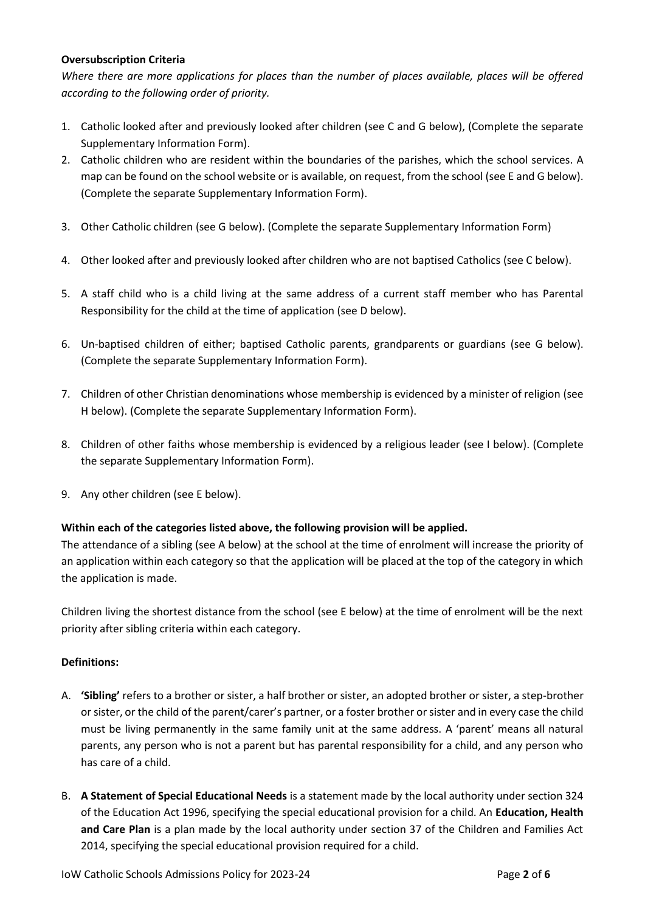**Oversubscription Criteria**

*Where there are more applications for places than the number of places available, places will be offered according to the following order of priority.*

1. Catholic looked after and previously looked after children (see C and G below), (Complete the separate Supplementary Information Form).
2. Catholic children who are resident within the boundaries of the parishes, which the school services. A map can be found on the school website or is available, on request, from the school (see E and G below). (Complete the separate Supplementary Information Form).
3. Other Catholic children (see G below). (Complete the separate Supplementary Information Form)
4. Other looked after and previously looked after children who are not baptised Catholics (see C below).
5. A staff child who is a child living at the same address of a current staff member who has Parental Responsibility for the child at the time of application (see D below).
6. Un-baptised children of either; baptised Catholic parents, grandparents or guardians (see G below). (Complete the separate Supplementary Information Form).
7. Children of other Christian denominations whose membership is evidenced by a minister of religion (see H below). (Complete the separate Supplementary Information Form).
8. Children of other faiths whose membership is evidenced by a religious leader (see I below). (Complete the separate Supplementary Information Form).
9. Any other children (see E below).

**Within each of the categories listed above, the following provision will be applied.**

The attendance of a sibling (see A below) at the school at the time of enrolment will increase the priority of an application within each category so that the application will be placed at the top of the category in which the application is made.

Children living the shortest distance from the school (see E below) at the time of enrolment will be the next priority after sibling criteria within each category.

**Definitions:**

A. **'Sibling'** refers to a brother or sister, a half brother or sister, an adopted brother or sister, a step-brother or sister, or the child of the parent/carer's partner, or a foster brother or sister and in every case the child must be living permanently in the same family unit at the same address. A 'parent' means all natural parents, any person who is not a parent but has parental responsibility for a child, and any person who has care of a child.

B. **A Statement of Special Educational Needs** is a statement made by the local authority under section 324 of the Education Act 1996, specifying the special educational provision for a child. An **Education, Health and Care Plan** is a plan made by the local authority under section 37 of the Children and Families Act 2014, specifying the special educational provision required for a child.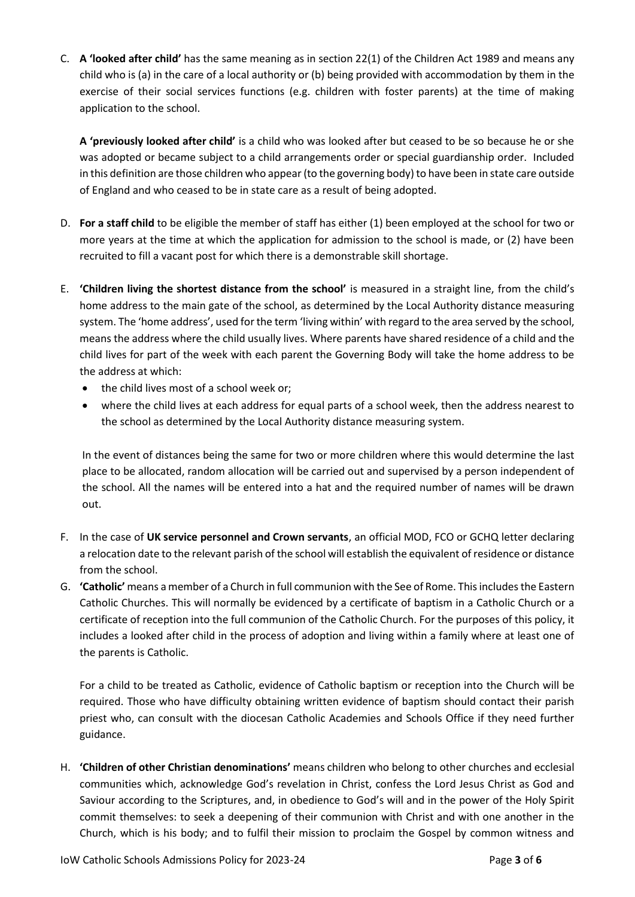C. **A 'looked after child'** has the same meaning as in section 22(1) of the Children Act 1989 and means any child who is (a) in the care of a local authority or (b) being provided with accommodation by them in the exercise of their social services functions (e.g. children with foster parents) at the time of making application to the school.

   **A 'previously looked after child'** is a child who was looked after but ceased to be so because he or she was adopted or became subject to a child arrangements order or special guardianship order. Included in this definition are those children who appear (to the governing body) to have been in state care outside of England and who ceased to be in state care as a result of being adopted.

D. **For a staff child** to be eligible the member of staff has either (1) been employed at the school for two or more years at the time at which the application for admission to the school is made, or (2) have been recruited to fill a vacant post for which there is a demonstrable skill shortage.

E. **'Children living the shortest distance from the school'** is measured in a straight line, from the child's home address to the main gate of the school, as determined by the Local Authority distance measuring system. The 'home address', used for the term 'living within' with regard to the area served by the school, means the address where the child usually lives. Where parents have shared residence of a child and the child lives for part of the week with each parent the Governing Body will take the home address to be the address at which:
   - the child lives most of a school week or;
   - where the child lives at each address for equal parts of a school week, then the address nearest to the school as determined by the Local Authority distance measuring system.

   In the event of distances being the same for two or more children where this would determine the last place to be allocated, random allocation will be carried out and supervised by a person independent of the school. All the names will be entered into a hat and the required number of names will be drawn out.

F. In the case of **UK service personnel and Crown servants**, an official MOD, FCO or GCHQ letter declaring a relocation date to the relevant parish of the school will establish the equivalent of residence or distance from the school.

G. **'Catholic'** means a member of a Church in full communion with the See of Rome. This includes the Eastern Catholic Churches. This will normally be evidenced by a certificate of baptism in a Catholic Church or a certificate of reception into the full communion of the Catholic Church. For the purposes of this policy, it includes a looked after child in the process of adoption and living within a family where at least one of the parents is Catholic.

   For a child to be treated as Catholic, evidence of Catholic baptism or reception into the Church will be required. Those who have difficulty obtaining written evidence of baptism should contact their parish priest who, can consult with the diocesan Catholic Academies and Schools Office if they need further guidance.

H. **'Children of other Christian denominations'** means children who belong to other churches and ecclesial communities which, acknowledge God's revelation in Christ, confess the Lord Jesus Christ as God and Saviour according to the Scriptures, and, in obedience to God's will and in the power of the Holy Spirit commit themselves: to seek a deepening of their communion with Christ and with one another in the Church, which is his body; and to fulfil their mission to proclaim the Gospel by common witness and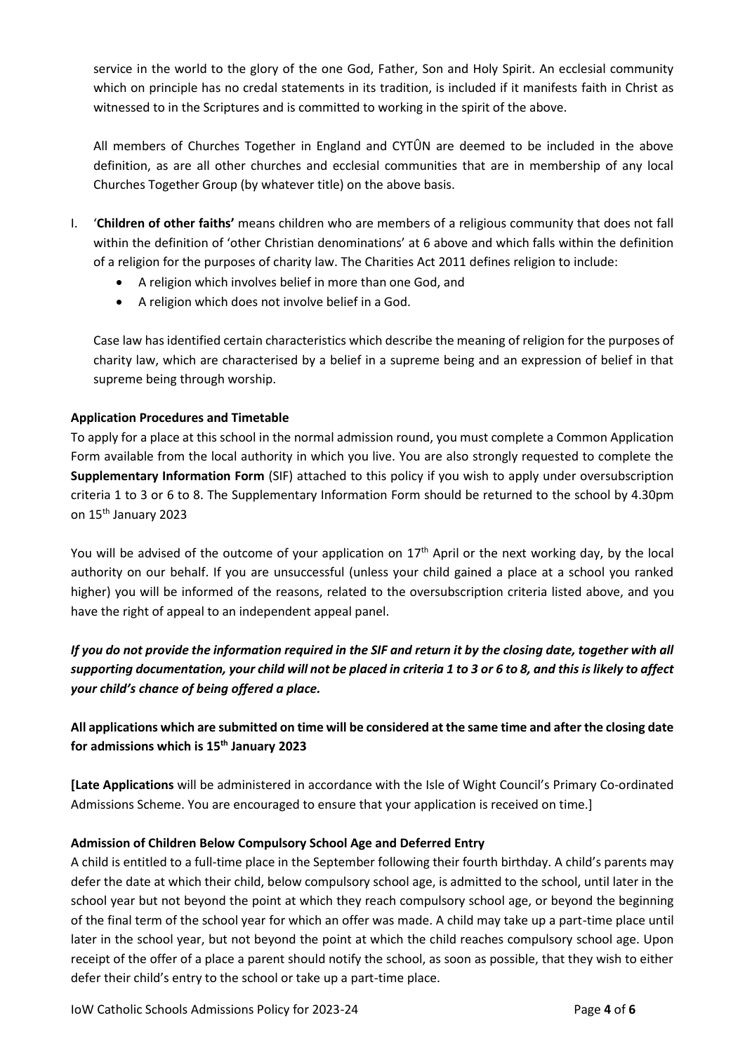service in the world to the glory of the one God, Father, Son and Holy Spirit. An ecclesial community which on principle has no credal statements in its tradition, is included if it manifests faith in Christ as witnessed to in the Scriptures and is committed to working in the spirit of the above.

All members of Churches Together in England and CYTÛN are deemed to be included in the above definition, as are all other churches and ecclesial communities that are in membership of any local Churches Together Group (by whatever title) on the above basis.

I. '**Children of other faiths'** means children who are members of a religious community that does not fall within the definition of 'other Christian denominations' at 6 above and which falls within the definition of a religion for the purposes of charity law. The Charities Act 2011 defines religion to include:
   - A religion which involves belief in more than one God, and
   - A religion which does not involve belief in a God.

   Case law has identified certain characteristics which describe the meaning of religion for the purposes of charity law, which are characterised by a belief in a supreme being and an expression of belief in that supreme being through worship.

**Application Procedures and Timetable**

To apply for a place at this school in the normal admission round, you must complete a Common Application Form available from the local authority in which you live. You are also strongly requested to complete the **Supplementary Information Form** (SIF) attached to this policy if you wish to apply under oversubscription criteria 1 to 3 or 6 to 8. The Supplementary Information Form should be returned to the school by 4.30pm on 15th January 2023

You will be advised of the outcome of your application on 17th April or the next working day, by the local authority on our behalf. If you are unsuccessful (unless your child gained a place at a school you ranked higher) you will be informed of the reasons, related to the oversubscription criteria listed above, and you have the right of appeal to an independent appeal panel.

***If you do not provide the information required in the SIF and return it by the closing date, together with all supporting documentation, your child will not be placed in criteria 1 to 3 or 6 to 8, and this is likely to affect your child's chance of being offered a place.***

**All applications which are submitted on time will be considered at the same time and after the closing date for admissions which is 15th January 2023**

**[Late Applications** will be administered in accordance with the Isle of Wight Council's Primary Co-ordinated Admissions Scheme. You are encouraged to ensure that your application is received on time.]

**Admission of Children Below Compulsory School Age and Deferred Entry**

A child is entitled to a full-time place in the September following their fourth birthday. A child's parents may defer the date at which their child, below compulsory school age, is admitted to the school, until later in the school year but not beyond the point at which they reach compulsory school age, or beyond the beginning of the final term of the school year for which an offer was made. A child may take up a part-time place until later in the school year, but not beyond the point at which the child reaches compulsory school age. Upon receipt of the offer of a place a parent should notify the school, as soon as possible, that they wish to either defer their child's entry to the school or take up a part-time place.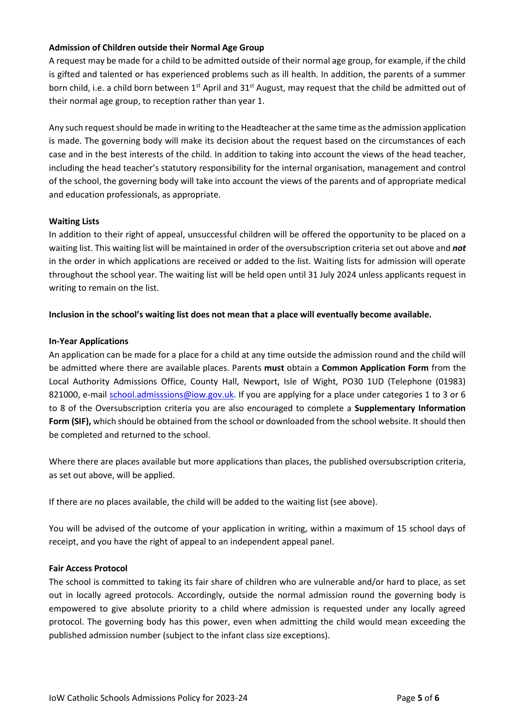**Admission of Children outside their Normal Age Group**

A request may be made for a child to be admitted outside of their normal age group, for example, if the child is gifted and talented or has experienced problems such as ill health. In addition, the parents of a summer born child, i.e. a child born between 1st April and 31st August, may request that the child be admitted out of their normal age group, to reception rather than year 1.

Any such request should be made in writing to the Headteacher at the same time as the admission application is made. The governing body will make its decision about the request based on the circumstances of each case and in the best interests of the child. In addition to taking into account the views of the head teacher, including the head teacher's statutory responsibility for the internal organisation, management and control of the school, the governing body will take into account the views of the parents and of appropriate medical and education professionals, as appropriate.

**Waiting Lists**

In addition to their right of appeal, unsuccessful children will be offered the opportunity to be placed on a waiting list. This waiting list will be maintained in order of the oversubscription criteria set out above and ***not*** in the order in which applications are received or added to the list. Waiting lists for admission will operate throughout the school year. The waiting list will be held open until 31 July 2024 unless applicants request in writing to remain on the list.

**Inclusion in the school's waiting list does not mean that a place will eventually become available.**

**In-Year Applications**

An application can be made for a place for a child at any time outside the admission round and the child will be admitted where there are available places. Parents **must** obtain a **Common Application Form** from the Local Authority Admissions Office, County Hall, Newport, Isle of Wight, PO30 1UD (Telephone (01983) 821000, e-mail school.admisssions@iow.gov.uk. If you are applying for a place under categories 1 to 3 or 6 to 8 of the Oversubscription criteria you are also encouraged to complete a **Supplementary Information Form (SIF),** which should be obtained from the school or downloaded from the school website. It should then be completed and returned to the school.

Where there are places available but more applications than places, the published oversubscription criteria, as set out above, will be applied.

If there are no places available, the child will be added to the waiting list (see above).

You will be advised of the outcome of your application in writing, within a maximum of 15 school days of receipt, and you have the right of appeal to an independent appeal panel.

**Fair Access Protocol**

The school is committed to taking its fair share of children who are vulnerable and/or hard to place, as set out in locally agreed protocols. Accordingly, outside the normal admission round the governing body is empowered to give absolute priority to a child where admission is requested under any locally agreed protocol. The governing body has this power, even when admitting the child would mean exceeding the published admission number (subject to the infant class size exceptions).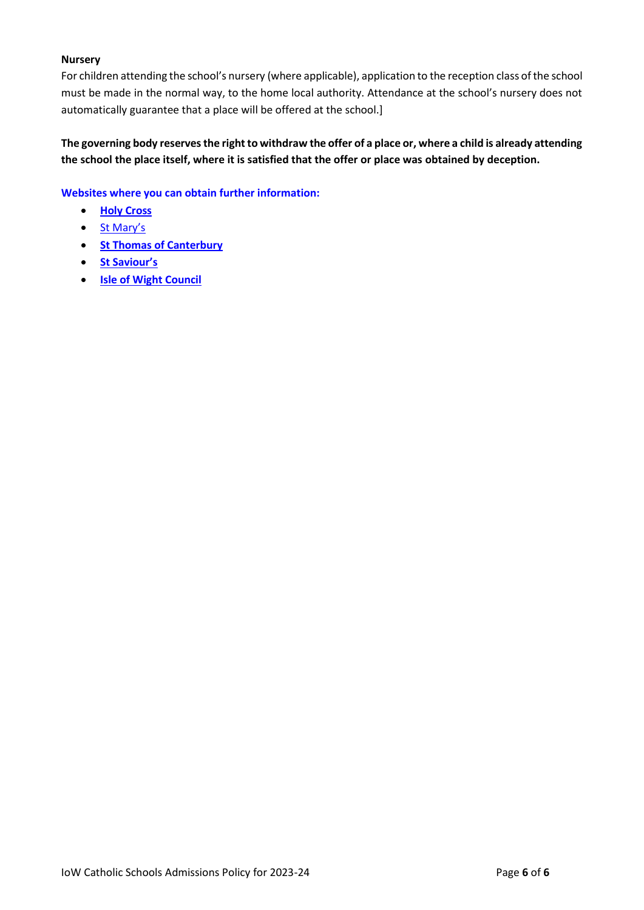**Nursery**

For children attending the school's nursery (where applicable), application to the reception class of the school must be made in the normal way, to the home local authority. Attendance at the school's nursery does not automatically guarantee that a place will be offered at the school.]

**The governing body reserves the right to withdraw the offer of a place or, where a child is already attending the school the place itself, where it is satisfied that the offer or place was obtained by deception.**

**Websites where you can obtain further information:**

- **Holy Cross**
- St Mary's
- **St Thomas of Canterbury**
- **St Saviour's**
- **Isle of Wight Council**